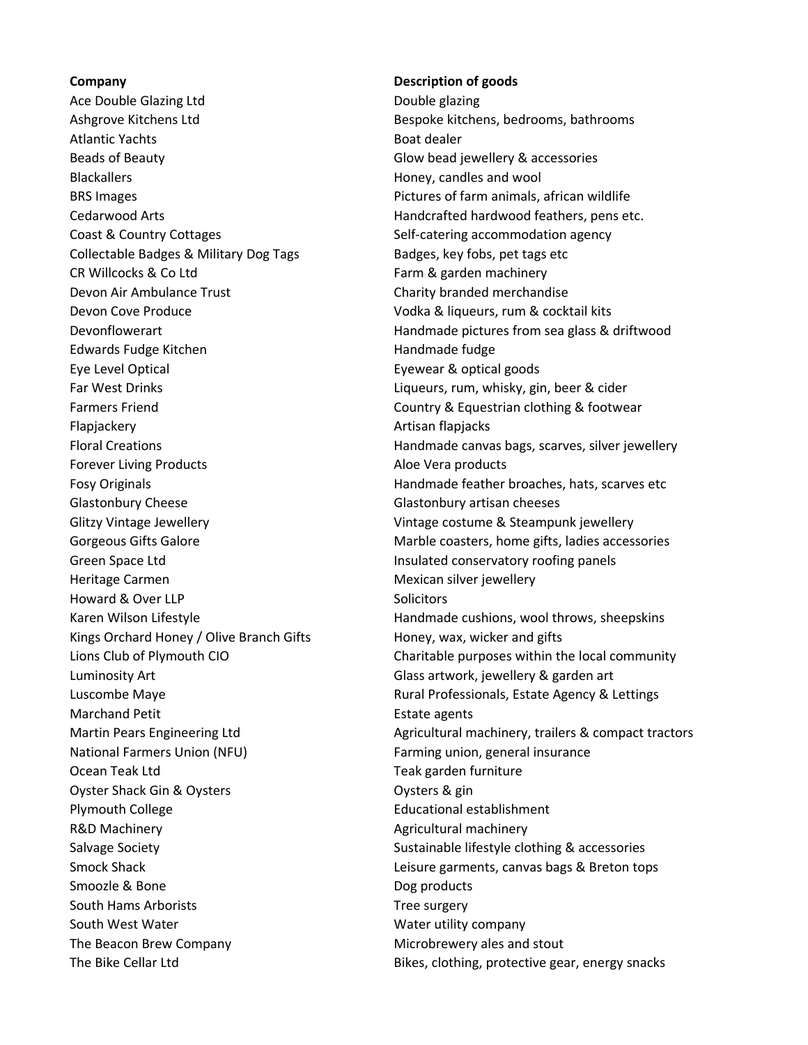| Company | Description of goods |
| --- | --- |
| Ace Double Glazing Ltd | Double glazing |
| Ashgrove Kitchens Ltd | Bespoke kitchens, bedrooms, bathrooms |
| Atlantic Yachts | Boat dealer |
| Beads of Beauty | Glow bead jewellery & accessories |
| Blackallers | Honey, candles and wool |
| BRS Images | Pictures of farm animals, african wildlife |
| Cedarwood Arts | Handcrafted hardwood feathers, pens etc. |
| Coast & Country Cottages | Self-catering accommodation agency |
| Collectable Badges & Military Dog Tags | Badges, key fobs, pet tags etc |
| CR Willcocks & Co Ltd | Farm & garden machinery |
| Devon Air Ambulance Trust | Charity branded merchandise |
| Devon Cove Produce | Vodka & liqueurs, rum & cocktail kits |
| Devonflowerart | Handmade pictures from sea glass & driftwood |
| Edwards Fudge Kitchen | Handmade fudge |
| Eye Level Optical | Eyewear & optical goods |
| Far West Drinks | Liqueurs, rum, whisky, gin, beer & cider |
| Farmers Friend | Country & Equestrian clothing & footwear |
| Flapjackery | Artisan flapjacks |
| Floral Creations | Handmade canvas bags, scarves, silver jewellery |
| Forever Living Products | Aloe Vera products |
| Fosy Originals | Handmade feather broaches, hats, scarves etc |
| Glastonbury Cheese | Glastonbury artisan cheeses |
| Glitzy Vintage Jewellery | Vintage costume & Steampunk jewellery |
| Gorgeous Gifts Galore | Marble coasters, home gifts, ladies accessories |
| Green Space Ltd | Insulated conservatory roofing panels |
| Heritage Carmen | Mexican silver jewellery |
| Howard & Over LLP | Solicitors |
| Karen Wilson Lifestyle | Handmade cushions, wool throws, sheepskins |
| Kings Orchard Honey / Olive Branch Gifts | Honey, wax, wicker and gifts |
| Lions Club of Plymouth CIO | Charitable purposes within the local community |
| Luminosity Art | Glass artwork, jewellery & garden art |
| Luscombe Maye | Rural Professionals, Estate Agency & Lettings |
| Marchand Petit | Estate agents |
| Martin Pears Engineering Ltd | Agricultural machinery, trailers & compact tractors |
| National Farmers Union (NFU) | Farming union, general insurance |
| Ocean Teak Ltd | Teak garden furniture |
| Oyster Shack Gin & Oysters | Oysters & gin |
| Plymouth College | Educational establishment |
| R&D Machinery | Agricultural machinery |
| Salvage Society | Sustainable lifestyle clothing & accessories |
| Smock Shack | Leisure garments, canvas bags & Breton tops |
| Smoozle & Bone | Dog products |
| South Hams Arborists | Tree surgery |
| South West Water | Water utility company |
| The Beacon Brew Company | Microbrewery ales and stout |
| The Bike Cellar Ltd | Bikes, clothing, protective gear, energy snacks |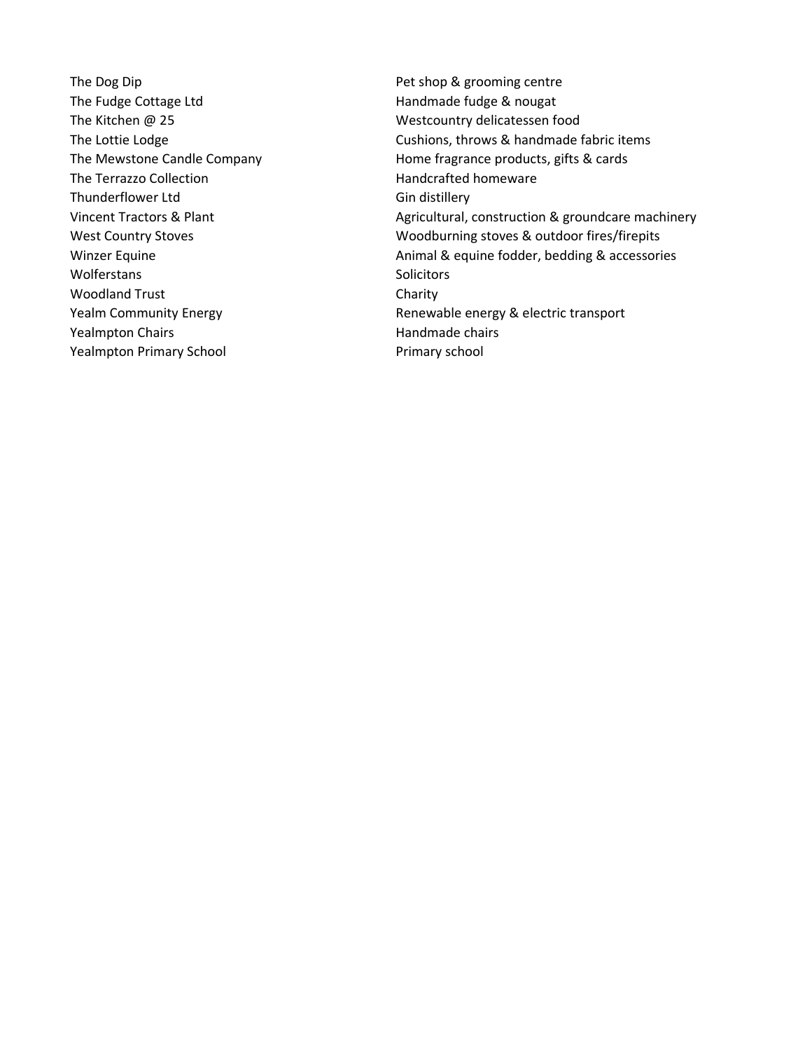| | |
|---|---|
| The Dog Dip | Pet shop & grooming centre |
| The Fudge Cottage Ltd | Handmade fudge & nougat |
| The Kitchen @ 25 | Westcountry delicatessen food |
| The Lottie Lodge | Cushions, throws & handmade fabric items |
| The Mewstone Candle Company | Home fragrance products, gifts & cards |
| The Terrazzo Collection | Handcrafted homeware |
| Thunderflower Ltd | Gin distillery |
| Vincent Tractors & Plant | Agricultural, construction & groundcare machinery |
| West Country Stoves | Woodburning stoves & outdoor fires/firepits |
| Winzer Equine | Animal & equine fodder, bedding & accessories |
| Wolferstans | Solicitors |
| Woodland Trust | Charity |
| Yealm Community Energy | Renewable energy & electric transport |
| Yealmpton Chairs | Handmade chairs |
| Yealmpton Primary School | Primary school |